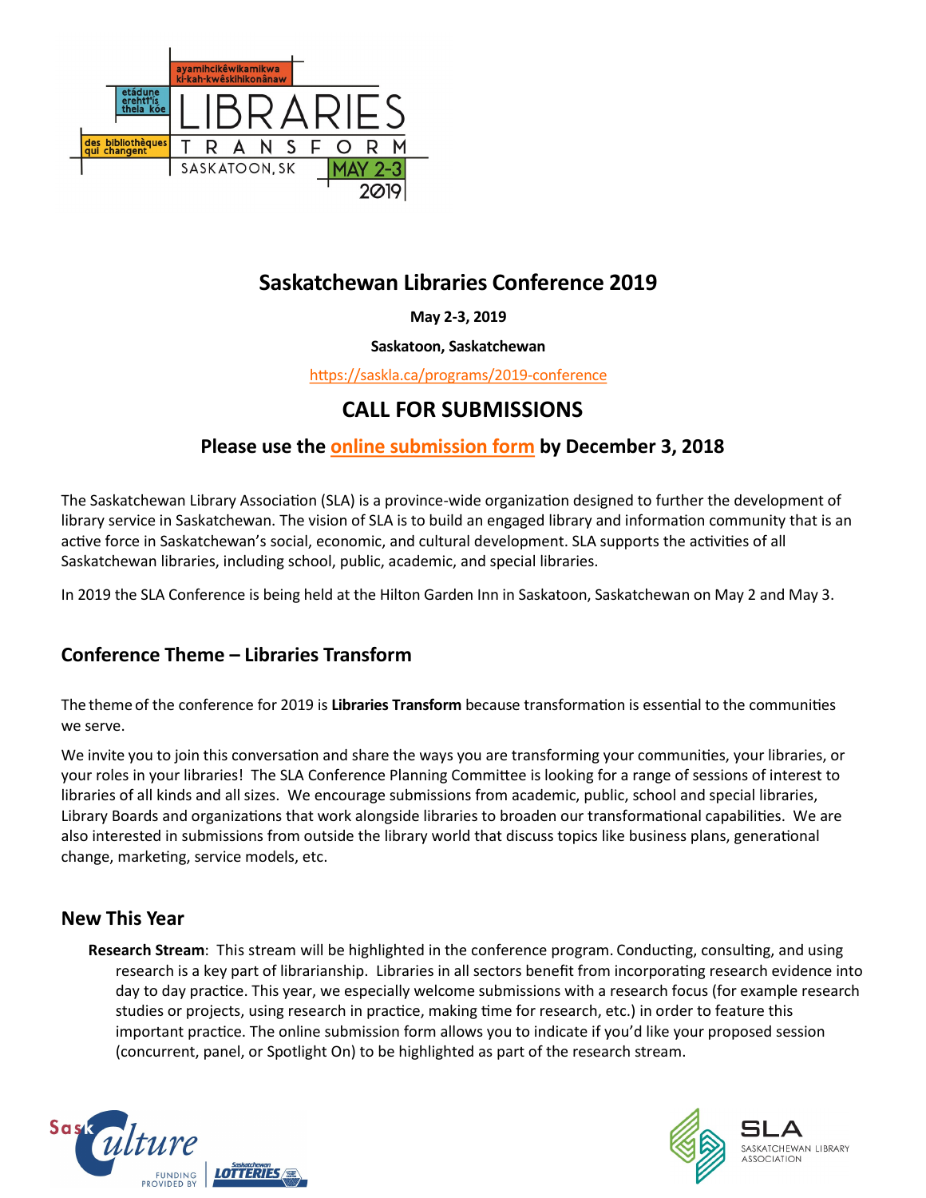ayamihcikêwikamikwa kî-kah-kwêskihikonânaw

etádune erehtł'is thela kóe

des bibliothèques qui changent

LIBRARIES TRANSFORM

SASKATOON, SK MAY 2-3 2019

# Saskatchewan Libraries Conference 2019

**May 2-3, 2019**

**Saskatoon, Saskatchewan**

https://saskla.ca/programs/2019-conference

# CALL FOR SUBMISSIONS

## Please use the online submission form by December 3, 2018

The Saskatchewan Library Association (SLA) is a province-wide organization designed to further the development of library service in Saskatchewan. The vision of SLA is to build an engaged library and information community that is an active force in Saskatchewan's social, economic, and cultural development. SLA supports the activities of all Saskatchewan libraries, including school, public, academic, and special libraries.

In 2019 the SLA Conference is being held at the Hilton Garden Inn in Saskatoon, Saskatchewan on May 2 and May 3.

## Conference Theme – Libraries Transform

The theme of the conference for 2019 is **Libraries Transform** because transformation is essential to the communities we serve.

We invite you to join this conversation and share the ways you are transforming your communities, your libraries, or your roles in your libraries! The SLA Conference Planning Committee is looking for a range of sessions of interest to libraries of all kinds and all sizes. We encourage submissions from academic, public, school and special libraries, Library Boards and organizations that work alongside libraries to broaden our transformational capabilities. We are also interested in submissions from outside the library world that discuss topics like business plans, generational change, marketing, service models, etc.

## New This Year

**Research Stream**: This stream will be highlighted in the conference program. Conducting, consulting, and using research is a key part of librarianship. Libraries in all sectors benefit from incorporating research evidence into day to day practice. This year, we especially welcome submissions with a research focus (for example research studies or projects, using research in practice, making time for research, etc.) in order to feature this important practice. The online submission form allows you to indicate if you'd like your proposed session (concurrent, panel, or Spotlight On) to be highlighted as part of the research stream.

SaskCulture FUNDING PROVIDED BY Saskatchewan LOTTERIES

SLA SASKATCHEWAN LIBRARY ASSOCIATION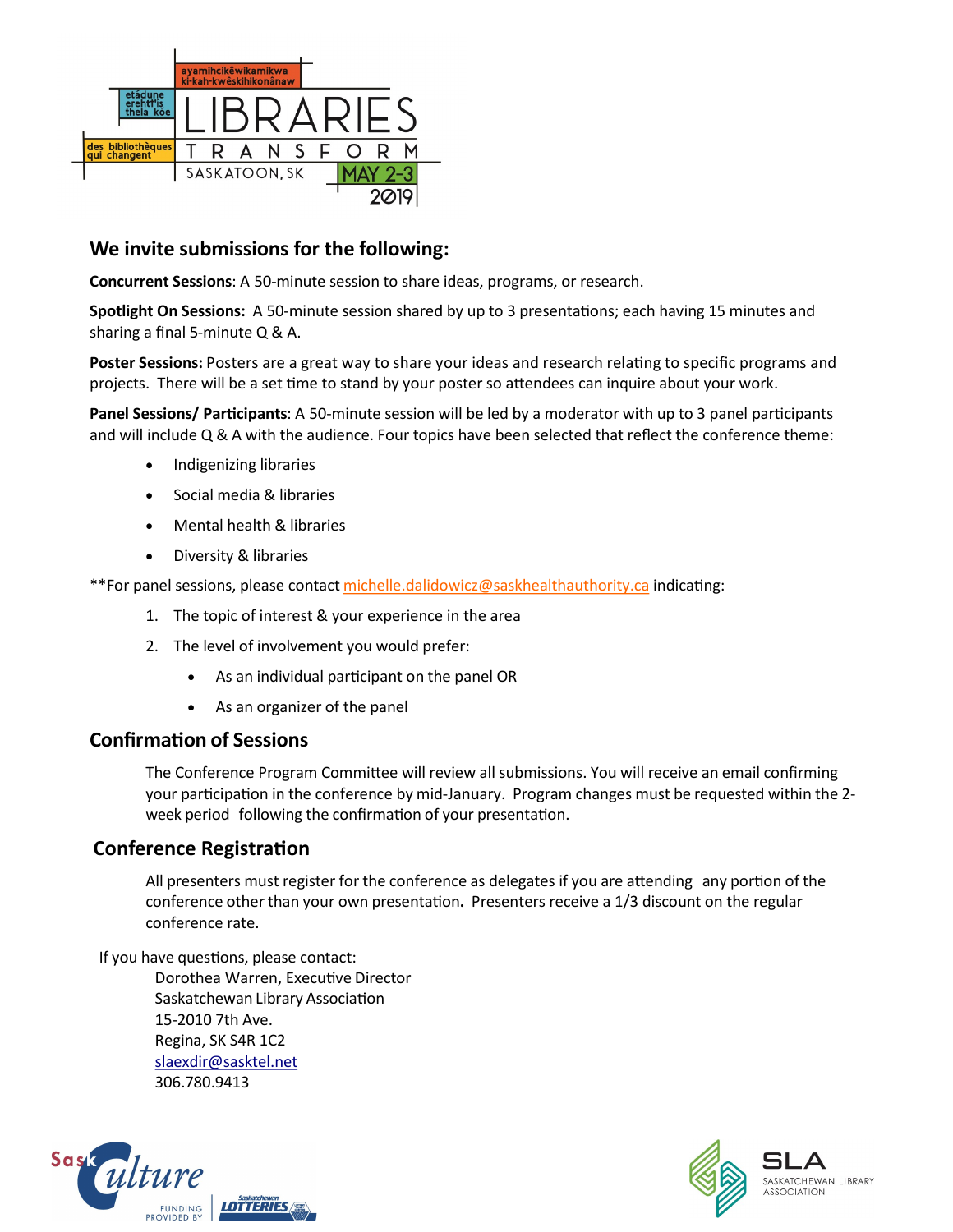ayamihcikêwikamikwa ki-kah-kwêskihikonânaw

etádune erehtł'is thela kóe

# LIBRARIES

des bibliothèques qui changent

TRANSFORM

SASKATOON, SK

MAY 2-3 2019

## We invite submissions for the following:

**Concurrent Sessions**: A 50-minute session to share ideas, programs, or research.

**Spotlight On Sessions:** A 50-minute session shared by up to 3 presentations; each having 15 minutes and sharing a final 5-minute Q & A.

**Poster Sessions:** Posters are a great way to share your ideas and research relating to specific programs and projects. There will be a set time to stand by your poster so attendees can inquire about your work.

**Panel Sessions/ Participants**: A 50-minute session will be led by a moderator with up to 3 panel participants and will include Q & A with the audience. Four topics have been selected that reflect the conference theme:

- Indigenizing libraries
- Social media & libraries
- Mental health & libraries
- Diversity & libraries

**For panel sessions, please contact michelle.dalidowicz@saskhealthauthority.ca indicating:

1. The topic of interest & your experience in the area
2. The level of involvement you would prefer:
   - As an individual participant on the panel OR
   - As an organizer of the panel

## Confirmation of Sessions

The Conference Program Committee will review all submissions. You will receive an email confirming your participation in the conference by mid-January. Program changes must be requested within the 2-week period following the confirmation of your presentation.

## Conference Registration

All presenters must register for the conference as delegates if you are attending any portion of the conference other than your own presentation**.** Presenters receive a 1/3 discount on the regular conference rate.

If you have questions, please contact:

Dorothea Warren, Executive Director
Saskatchewan Library Association
15-2010 7th Ave.
Regina, SK S4R 1C2
slaexdir@sasktel.net
306.780.9413

SaskCulture FUNDING PROVIDED BY Saskatchewan LOTTERIES

SLA SASKATCHEWAN LIBRARY ASSOCIATION